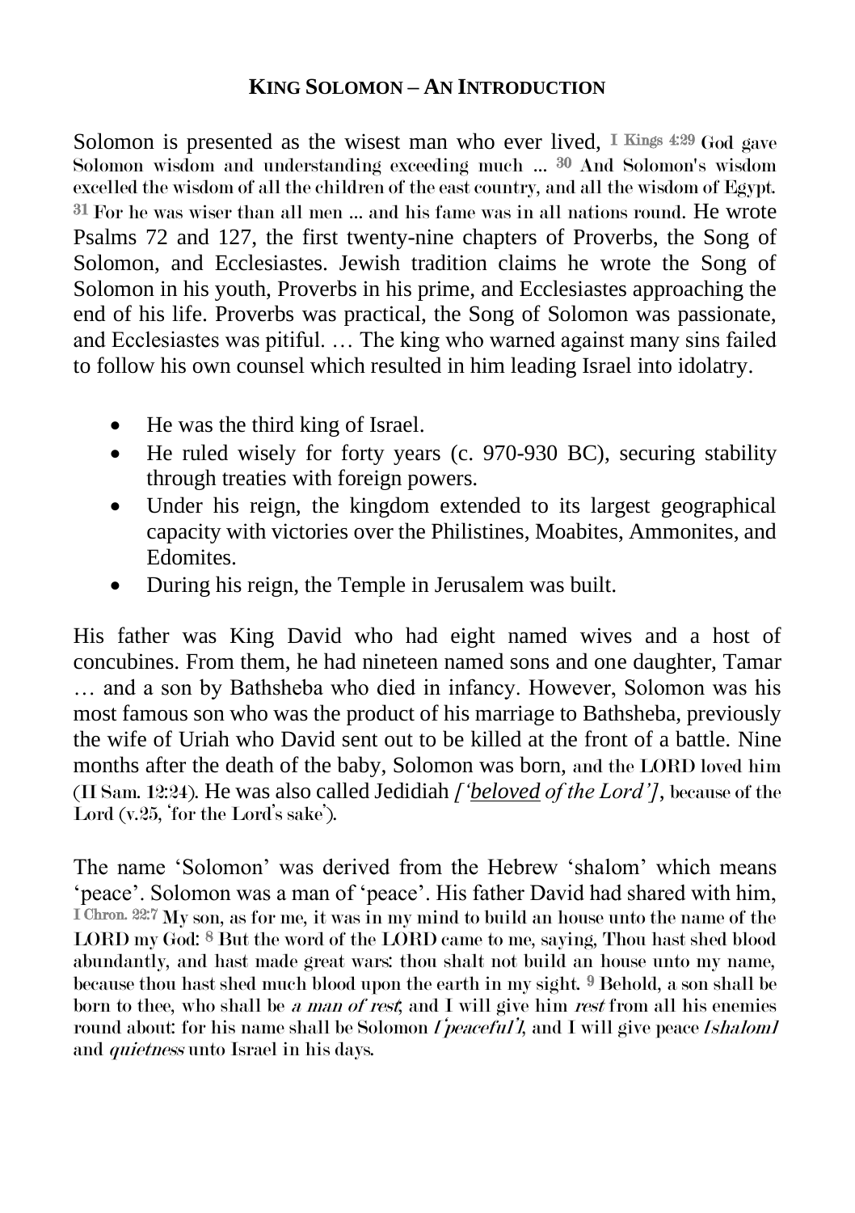# KING SOLOMON – AN INTRODUCTION

Solomon is presented as the wisest man who ever lived, I Kings 4:29 God gave Solomon wisdom and understanding exceeding much ... 30 And Solomon's wisdom excelled the wisdom of all the children of the east country, and all the wisdom of Egypt. 31 For he was wiser than all men ... and his fame was in all nations round. He wrote Psalms 72 and 127, the first twenty-nine chapters of Proverbs, the Song of Solomon, and Ecclesiastes. Jewish tradition claims he wrote the Song of Solomon in his youth, Proverbs in his prime, and Ecclesiastes approaching the end of his life. Proverbs was practical, the Song of Solomon was passionate, and Ecclesiastes was pitiful. … The king who warned against many sins failed to follow his own counsel which resulted in him leading Israel into idolatry.

- He was the third king of Israel.
- He ruled wisely for forty years (c. 970-930 BC), securing stability through treaties with foreign powers.
- Under his reign, the kingdom extended to its largest geographical capacity with victories over the Philistines, Moabites, Ammonites, and Edomites.
- During his reign, the Temple in Jerusalem was built.

His father was King David who had eight named wives and a host of concubines. From them, he had nineteen named sons and one daughter, Tamar … and a son by Bathsheba who died in infancy. However, Solomon was his most famous son who was the product of his marriage to Bathsheba, previously the wife of Uriah who David sent out to be killed at the front of a battle. Nine months after the death of the baby, Solomon was born, and the LORD loved him (II Sam. 12:24). He was also called Jedidiah *['beloved of the Lord']*, because of the Lord (v.25, 'for the Lord's sake').

The name 'Solomon' was derived from the Hebrew 'shalom' which means 'peace'. Solomon was a man of 'peace'. His father David had shared with him, I Chron. 22:7 My son, as for me, it was in my mind to build an house unto the name of the LORD my God: 8 But the word of the LORD came to me, saying, Thou hast shed blood abundantly, and hast made great wars: thou shalt not build an house unto my name, because thou hast shed much blood upon the earth in my sight. 9 Behold, a son shall be born to thee, who shall be *a man of rest*; and I will give him *rest* from all his enemies round about: for his name shall be Solomon *['peaceful']*, and I will give peace *[shalom]* and *quietness* unto Israel in his days.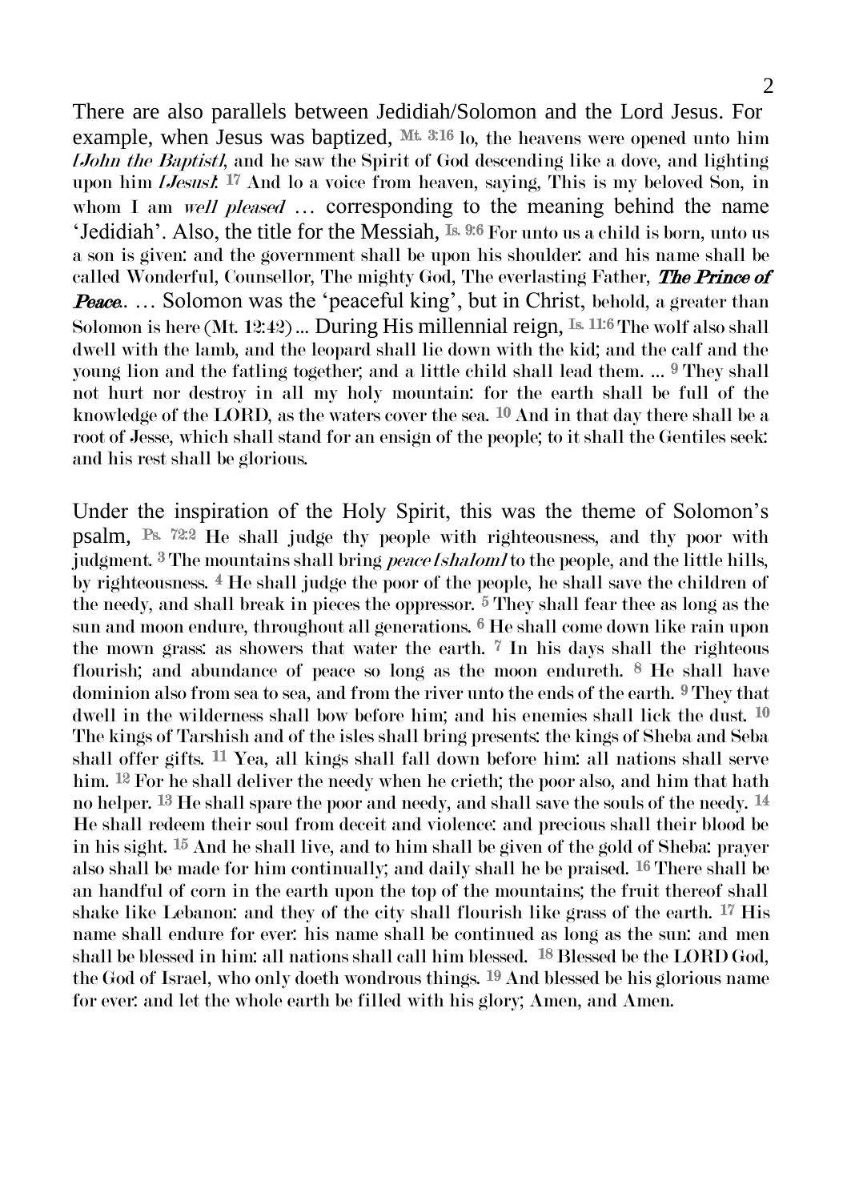There are also parallels between Jedidiah/Solomon and the Lord Jesus. For example, when Jesus was baptized, Mt. 3:16 lo, the heavens were opened unto him *[John the Baptist]*, and he saw the Spirit of God descending like a dove, and lighting upon him *[Jesus]*: 17 And lo a voice from heaven, saying, This is my beloved Son, in whom I am *well pleased* … corresponding to the meaning behind the name 'Jedidiah'. Also, the title for the Messiah, Is. 9:6 For unto us a child is born, unto us a son is given: and the government shall be upon his shoulder: and his name shall be called Wonderful, Counsellor, The mighty God, The everlasting Father, ***The Prince of Peace***. … Solomon was the 'peaceful king', but in Christ, behold, a greater than Solomon is here (Mt. 12:42) ... During His millennial reign, Is. 11:6 The wolf also shall dwell with the lamb, and the leopard shall lie down with the kid; and the calf and the young lion and the fatling together; and a little child shall lead them. ... 9 They shall not hurt nor destroy in all my holy mountain: for the earth shall be full of the knowledge of the LORD, as the waters cover the sea. 10 And in that day there shall be a root of Jesse, which shall stand for an ensign of the people; to it shall the Gentiles seek: and his rest shall be glorious.

Under the inspiration of the Holy Spirit, this was the theme of Solomon's psalm, Ps. 72:2 He shall judge thy people with righteousness, and thy poor with judgment. 3 The mountains shall bring *peace [shalom]* to the people, and the little hills, by righteousness. 4 He shall judge the poor of the people, he shall save the children of the needy, and shall break in pieces the oppressor. 5 They shall fear thee as long as the sun and moon endure, throughout all generations. 6 He shall come down like rain upon the mown grass: as showers that water the earth. 7 In his days shall the righteous flourish; and abundance of peace so long as the moon endureth. 8 He shall have dominion also from sea to sea, and from the river unto the ends of the earth. 9 They that dwell in the wilderness shall bow before him; and his enemies shall lick the dust. 10 The kings of Tarshish and of the isles shall bring presents: the kings of Sheba and Seba shall offer gifts. 11 Yea, all kings shall fall down before him: all nations shall serve him. 12 For he shall deliver the needy when he crieth; the poor also, and him that hath no helper. 13 He shall spare the poor and needy, and shall save the souls of the needy. 14 He shall redeem their soul from deceit and violence: and precious shall their blood be in his sight. 15 And he shall live, and to him shall be given of the gold of Sheba: prayer also shall be made for him continually; and daily shall he be praised. 16 There shall be an handful of corn in the earth upon the top of the mountains; the fruit thereof shall shake like Lebanon: and they of the city shall flourish like grass of the earth. 17 His name shall endure for ever: his name shall be continued as long as the sun: and men shall be blessed in him: all nations shall call him blessed. 18 Blessed be the LORD God, the God of Israel, who only doeth wondrous things. 19 And blessed be his glorious name for ever: and let the whole earth be filled with his glory; Amen, and Amen.